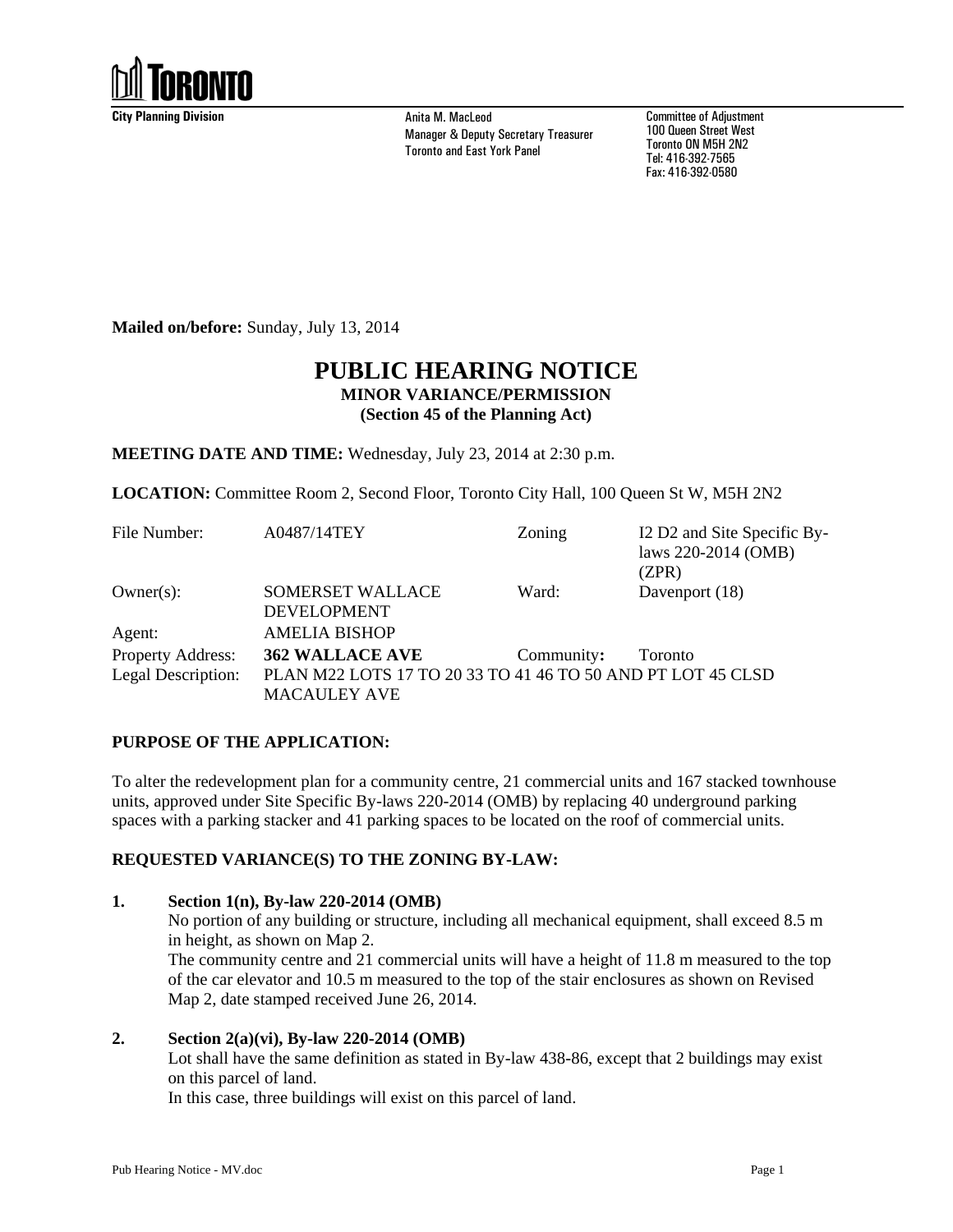**TORONTO**

**City Planning Division**

Anita M. MacLeod
Manager & Deputy Secretary Treasurer
Toronto and East York Panel

Committee of Adjustment
100 Queen Street West
Toronto ON M5H 2N2
Tel: 416-392-7565
Fax: 416-392-0580

**Mailed on/before:** Sunday, July 13, 2014

# PUBLIC HEARING NOTICE

**MINOR VARIANCE/PERMISSION**
**(Section 45 of the Planning Act)**

**MEETING DATE AND TIME:** Wednesday, July 23, 2014 at 2:30 p.m.

**LOCATION:** Committee Room 2, Second Floor, Toronto City Hall, 100 Queen St W, M5H 2N2

| | | | |
|---|---|---|---|
| File Number: | A0487/14TEY | Zoning | I2 D2 and Site Specific By-laws 220-2014 (OMB) (ZPR) |
| Owner(s): | SOMERSET WALLACE DEVELOPMENT | Ward: | Davenport (18) |
| Agent: | AMELIA BISHOP | | |
| Property Address: | **362 WALLACE AVE** | Community**:** | Toronto |
| Legal Description: | PLAN M22 LOTS 17 TO 20 33 TO 41 46 TO 50 AND PT LOT 45 CLSD MACAULEY AVE | | |

**PURPOSE OF THE APPLICATION:**

To alter the redevelopment plan for a community centre, 21 commercial units and 167 stacked townhouse units, approved under Site Specific By-laws 220-2014 (OMB) by replacing 40 underground parking spaces with a parking stacker and 41 parking spaces to be located on the roof of commercial units.

**REQUESTED VARIANCE(S) TO THE ZONING BY-LAW:**

**1. Section 1(n), By-law 220-2014 (OMB)**
No portion of any building or structure, including all mechanical equipment, shall exceed 8.5 m in height, as shown on Map 2.
The community centre and 21 commercial units will have a height of 11.8 m measured to the top of the car elevator and 10.5 m measured to the top of the stair enclosures as shown on Revised Map 2, date stamped received June 26, 2014.

**2. Section 2(a)(vi), By-law 220-2014 (OMB)**
Lot shall have the same definition as stated in By-law 438-86, except that 2 buildings may exist on this parcel of land.
In this case, three buildings will exist on this parcel of land.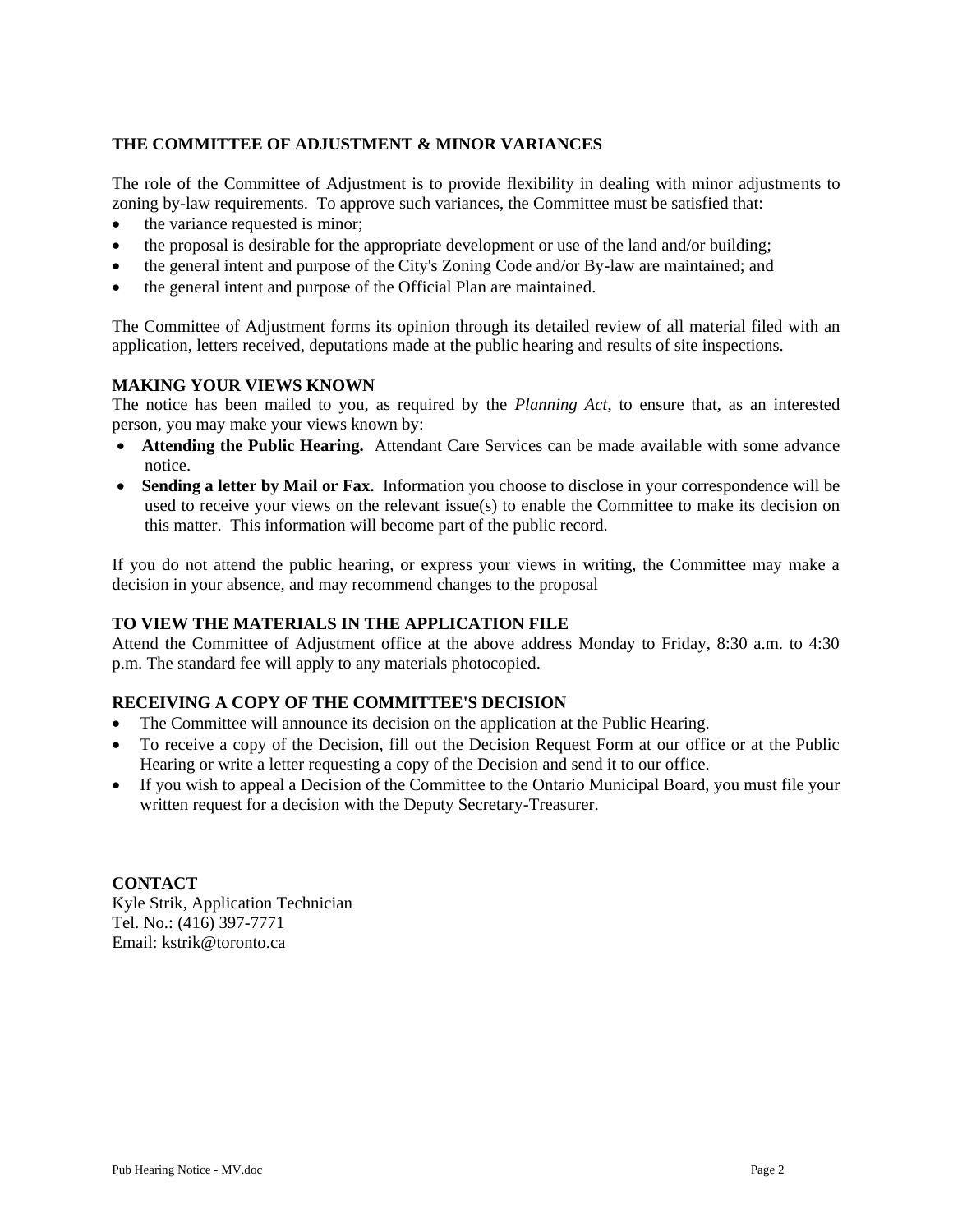## THE COMMITTEE OF ADJUSTMENT & MINOR VARIANCES

The role of the Committee of Adjustment is to provide flexibility in dealing with minor adjustments to zoning by-law requirements. To approve such variances, the Committee must be satisfied that:

- the variance requested is minor;
- the proposal is desirable for the appropriate development or use of the land and/or building;
- the general intent and purpose of the City's Zoning Code and/or By-law are maintained; and
- the general intent and purpose of the Official Plan are maintained.

The Committee of Adjustment forms its opinion through its detailed review of all material filed with an application, letters received, deputations made at the public hearing and results of site inspections.

### MAKING YOUR VIEWS KNOWN

The notice has been mailed to you, as required by the *Planning Act*, to ensure that, as an interested person, you may make your views known by:

- **Attending the Public Hearing.** Attendant Care Services can be made available with some advance notice.
- **Sending a letter by Mail or Fax.** Information you choose to disclose in your correspondence will be used to receive your views on the relevant issue(s) to enable the Committee to make its decision on this matter. This information will become part of the public record.

If you do not attend the public hearing, or express your views in writing, the Committee may make a decision in your absence, and may recommend changes to the proposal

### TO VIEW THE MATERIALS IN THE APPLICATION FILE

Attend the Committee of Adjustment office at the above address Monday to Friday, 8:30 a.m. to 4:30 p.m. The standard fee will apply to any materials photocopied.

### RECEIVING A COPY OF THE COMMITTEE'S DECISION

- The Committee will announce its decision on the application at the Public Hearing.
- To receive a copy of the Decision, fill out the Decision Request Form at our office or at the Public Hearing or write a letter requesting a copy of the Decision and send it to our office.
- If you wish to appeal a Decision of the Committee to the Ontario Municipal Board, you must file your written request for a decision with the Deputy Secretary-Treasurer.

### CONTACT

Kyle Strik, Application Technician
Tel. No.: (416) 397-7771
Email: kstrik@toronto.ca